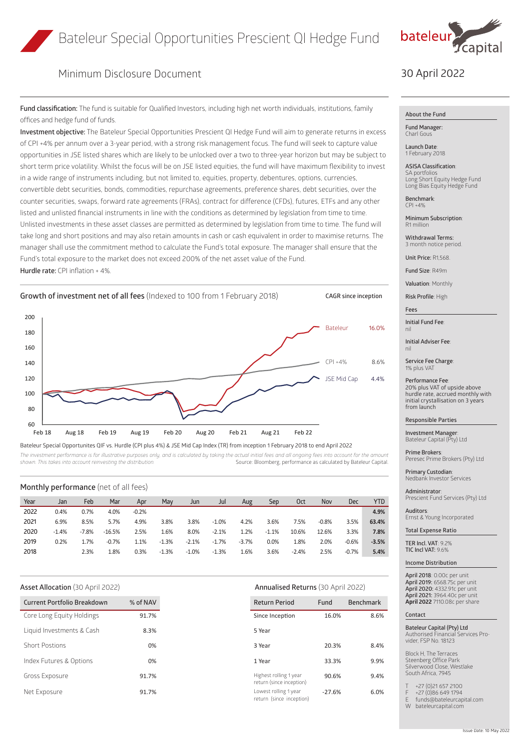# Bateleur Special Opportunities Prescient QI Hedge Fund

## Minimum Disclosure Document

30 April 2022

**Fund classification:** The fund is suitable for Qualified Investors, including high net worth individuals, institutions, family offices and hedge fund of funds.

**Investment objective:** The Bateleur Special Opportunities Prescient QI Hedge Fund will aim to generate returns in excess of CPI +4% per annum over a 3-year period, with a strong risk management focus. The fund will seek to capture value opportunities in JSE listed shares which are likely to be unlocked over a two to three-year horizon but may be subject to short term price volatility. Whilst the focus will be on JSE listed equities, the fund will have maximum flexibility to invest in a wide range of instruments including, but not limited to, equities, property, debentures, options, currencies, convertible debt securities, bonds, commodities, repurchase agreements, preference shares, debt securities, over the counter securities, swaps, forward rate agreements (FRAs), contract for difference (CFDs), futures, ETFs and any other listed and unlisted financial instruments in line with the conditions as determined by legislation from time to time. Unlisted investments in these asset classes are permitted as determined by legislation from time to time. The fund will take long and short positions and may also retain amounts in cash or cash equivalent in order to maximise returns. The manager shall use the commitment method to calculate the Fund's total exposure. The manager shall ensure that the Fund's total exposure to the market does not exceed 200% of the net asset value of the Fund.

**Hurdle rate:** CPI inflation + 4%.

### Growth of investment net of all fees (Indexed to 100 from 1 February 2018)

| | CAGR since inception |
|---|---|
| Bateleur | 16.0% |
| CPI +4% | 8.6% |
| JSE Mid Cap | 4.4% |

Bateleur Special Opportunites QIF vs. Hurdle (CPI plus 4%) & JSE Mid Cap Index (TR) from inception 1 February 2018 to end April 2022

*The investment performance is for illustrative purposes only, and is calculated by taking the actual initial fees and all ongoing fees into account for the amount shown. This takes into account reinvesting the distribution.* Source: Bloomberg, performance as calculated by Bateleur Capital.

### Monthly performance (net of all fees)

| Year | Jan | Feb | Mar | Apr | May | Jun | Jul | Aug | Sep | Oct | Nov | Dec | YTD |
|---|---|---|---|---|---|---|---|---|---|---|---|---|---|
| 2022 | 0.4% | 0.7% | 4.0% | -0.2% | | | | | | | | | **4.9%** |
| 2021 | 6.9% | 8.5% | 5.7% | 4.9% | 3.8% | 3.8% | -1.0% | 4.2% | 3.6% | 7.5% | -0.8% | 3.5% | **63.4%** |
| 2020 | -1.4% | -7.8% | -16.5% | 2.5% | 1.6% | 8.0% | -2.1% | 1.2% | -1.1% | 10.6% | 12.6% | 3.3% | **7.8%** |
| 2019 | 0.2% | 1.7% | -0.7% | 1.1% | -1.3% | -2.1% | -1.7% | -3.7% | 0.0% | 1.8% | 2.0% | -0.6% | **-3.5%** |
| 2018 | | 2.3% | 1.8% | 0.3% | -1.3% | -1.0% | -1.3% | 1.6% | 3.6% | -2.4% | 2.5% | -0.7% | **5.4%** |

### Asset Allocation (30 April 2022)

| Current Portfolio Breakdown | % of NAV |
|---|---|
| Core Long Equity Holdings | 91.7% |
| Liquid Investments & Cash | 8.3% |
| Short Postions | 0% |
| Index Futures & Options | 0% |
| Gross Exposure | 91.7% |
| Net Exposure | 91.7% |

### Annualised Returns (30 April 2022)

| Return Period | Fund | Benchmark |
|---|---|---|
| Since Inception | 16.0% | 8.6% |
| 5 Year | | |
| 3 Year | 20.3% | 8.4% |
| 1 Year | 33.3% | 9.9% |
| Highest rolling 1 year return (since inception) | 90.6% | 9.4% |
| Lowest rolling 1 year return (since inception) | -27.6% | 6.0% |

### About the Fund

**Fund Manager:** Charl Gous

**Launch Date:** 1 February 2018

**ASISA Classification:** SA portfolios, Long Short Equity Hedge Fund, Long Bias Equity Hedge Fund

**Benchmark:** CPI +4%

**Minimum Subscription:** R1 million

**Withdrawal Terms:** 3 month notice period.

**Unit Price:** R1,568.

**Fund Size:** R49m

**Valuation:** Monthly

**Risk Profile:** High

### Fees

**Initial Fund Fee:** nil

**Initial Adviser Fee:** nil

**Service Fee Charge:** 1% plus VAT

**Performance Fee:** 20% plus VAT of upside above hurdle rate, accrued monthly with initial crystallisation on 3 years from launch

### Responsible Parties

**Investment Manager:** Bateleur Capital (Pty) Ltd

**Prime Brokers:** Peresec Prime Brokers (Pty) Ltd

**Primary Custodian:** Nedbank Investor Services

**Administrator:** Prescient Fund Services (Pty) Ltd

**Auditors:** Ernst & Young Incorporated

### Total Expense Ratio

**TER Incl. VAT:** 9.2%
**TIC Incl VAT:** 9.6%

### Income Distribution

**April 2018:** 0.00c per unit
**April 2019:** 6568.75c per unit
**April 2020:** 4332.91c per unit
**April 2021:** 3964.40c per unit
**April 2022** 7110.08c per share

### Contact

**Bateleur Capital (Pty) Ltd**
Authorised Financial Services Provider, FSP No. 18123

Block H, The Terraces
Steenberg Office Park
Silverwood Close, Westlake
South Africa, 7945

T +27 (0)21 657 2100
F +27 (0)86 649 1794
E funds@bateleurcapital.com
W bateleurcapital.com

Issue Date: 10 May 2022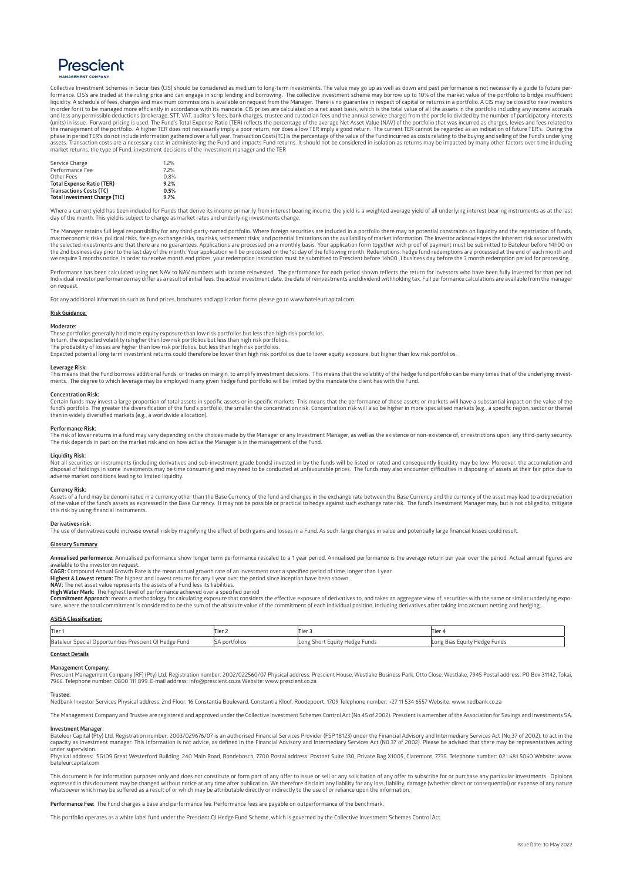# Prescient

MANAGEMENT COMPANY

Collective Investment Schemes in Securities (CIS) should be considered as medium to long-term investments. The value may go up as well as down and past performance is not necessarily a guide to future performance. CIS's are traded at the ruling price and can engage in scrip lending and borrowing. The collective investment scheme may borrow up to 10% of the market value of the portfolio to bridge insufficient liquidity. A schedule of fees, charges and maximum commissions is available on request from the Manager. There is no guarantee in respect of capital or returns in a portfolio. A CIS may be closed to new investors in order for it to be managed more efficiently in accordance with its mandate. CIS prices are calculated on a net asset basis, which is the total value of all the assets in the portfolio including any income accruals and less any permissible deductions (brokerage, STT, VAT, auditor's fees, bank charges, trustee and custodian fees and the annual service charge) from the portfolio divided by the number of participatory interests (units) in issue. Forward pricing is used. The Fund's Total Expense Ratio (TER) reflects the percentage of the average Net Asset Value (NAV) of the portfolio that was incurred as charges, levies and fees related to the management of the portfolio. A higher TER does not necessarily imply a poor return, nor does a low TER imply a good return. The current TER cannot be regarded as an indication of future TER's. During the phase in period TER's do not include information gathered over a full year. Transaction Costs(TC) is the percentage of the value of the Fund incurred as costs relating to the buying and selling of the Fund's underlying assets. Transaction costs are a necessary cost in administering the Fund and impacts Fund returns. It should not be considered in isolation as returns may be impacted by many other factors over time including market returns, the type of Fund, investment decisions of the investment manager and the TER

| | |
|---|---|
| Service Charge | 1.2% |
| Performance Fee | 7.2% |
| Other Fees | 0.8% |
| **Total Expense Ratio (TER)** | **9.2%** |
| **Transactions Costs (TC)** | **0.5%** |
| **Total Investment Charge (TIC)** | **9.7%** |

Where a current yield has been included for Funds that derive its income primarily from interest bearing income, the yield is a weighted average yield of all underlying interest bearing instruments as at the last day of the month. This yield is subject to change as market rates and underlying investments change.

The Manager retains full legal responsibility for any third-party-named portfolio. Where foreign securities are included in a portfolio there may be potential constraints on liquidity and the repatriation of funds, macroeconomic risks, political risks, foreign exchange risks, tax risks, settlement risks; and potential limitations on the availability of market information. The investor acknowledges the inherent risk associated with the selected investments and that there are no guarantees. Applications are processed on a monthly basis. Your application form together with proof of payment must be submitted to Bateleur before 14h00 on the 2nd business day prior to the last day of the month. Your application will be processed on the 1st day of the following month. Redemptions: hedge fund redemptions are processed at the end of each month and we require 3 months notice. In order to receive month end prices, your redemption instruction must be submitted to Prescient before 14h00 ,1 business day before the 3 month redemption period for processing.

Performance has been calculated using net NAV to NAV numbers with income reinvested. The performance for each period shown reflects the return for investors who have been fully invested for that period. Individual investor performance may differ as a result of initial fees, the actual investment date, the date of reinvestments and dividend withholding tax. Full performance calculations are available from the manager on request.

For any additional information such as fund prices, brochures and application forms please go to www.bateleurcapital.com

## Risk Guidance:

**Moderate:**
These portfolios generally hold more equity exposure than low risk portfolios but less than high risk portfolios.
In turn, the expected volatility is higher than low risk portfolios but less than high risk portfolios.
The probability of losses are higher than low risk portfolios, but less than high risk portfolios.
Expected potential long term investment returns could therefore be lower than high risk portfolios due to lower equity exposure, but higher than low risk portfolios.

**Leverage Risk:**
This means that the Fund borrows additional funds, or trades on margin, to amplify investment decisions. This means that the volatility of the hedge fund portfolio can be many times that of the underlying investments. The degree to which leverage may be employed in any given hedge fund portfolio will be limited by the mandate the client has with the Fund.

**Concentration Risk:**
Certain funds may invest a large proportion of total assets in specific assets or in specific markets. This means that the performance of those assets or markets will have a substantial impact on the value of the fund's portfolio. The greater the diversification of the fund's portfolio, the smaller the concentration risk. Concentration risk will also be higher in more specialised markets (e.g., a specific region, sector or theme) than in widely diversified markets (e.g., a worldwide allocation).

**Performance Risk:**
The risk of lower returns in a fund may vary depending on the choices made by the Manager or any Investment Manager, as well as the existence or non-existence of, or restrictions upon, any third-party security. The risk depends in part on the market risk and on how active the Manager is in the management of the Fund.

**Liquidity Risk:**
Not all securities or instruments (including derivatives and sub-investment grade bonds) invested in by the funds will be listed or rated and consequently liquidity may be low. Moreover, the accumulation and disposal of holdings in some investments may be time consuming and may need to be conducted at unfavourable prices. The funds may also encounter difficulties in disposing of assets at their fair price due to adverse market conditions leading to limited liquidity.

**Currency Risk:**
Assets of a fund may be denominated in a currency other than the Base Currency of the fund and changes in the exchange rate between the Base Currency and the currency of the asset may lead to a depreciation of the value of the fund's assets as expressed in the Base Currency. It may not be possible or practical to hedge against such exchange rate risk. The fund's Investment Manager may, but is not obliged to, mitigate this risk by using financial instruments.

**Derivatives risk:**
The use of derivatives could increase overall risk by magnifying the effect of both gains and losses in a Fund. As such, large changes in value and potentially large financial losses could result.

## Glossary Summary

**Annualised performance:** Annualised performance show longer term performance rescaled to a 1 year period. Annualised performance is the average return per year over the period. Actual annual figures are available to the investor on request.
**CAGR:** Compound Annual Growth Rate is the mean annual growth rate of an investment over a specified period of time, longer than 1 year.
**Highest & Lowest return:** The highest and lowest returns for any 1 year over the period since inception have been shown.
**NAV:** The net asset value represents the assets of a Fund less its liabilities.
**High Water Mark:** The highest level of performance achieved over a specified period
**Commitment Approach:** means a methodology for calculating exposure that considers the effective exposure of derivatives to, and takes an aggregate view of, securities with the same or similar underlying exposure, where the total commitment is considered to be the sum of the absolute value of the commitment of each individual position, including derivatives after taking into account netting and hedging;.

## ASISA Classification:

| Tier 1 | Tier 2 | Tier 3 | Tier 4 |
|---|---|---|---|
| Bateleur Special Opportunities Prescient QI Hedge Fund | SA portfolios | Long Short Equity Hedge Funds | Long Bias Equity Hedge Funds |

## Contact Details

**Management Company:**
Prescient Management Company (RF) (Pty) Ltd, Registration number: 2002/022560/07 Physical address: Prescient House, Westlake Business Park, Otto Close, Westlake, 7945 Postal address: PO Box 31142, Tokai, 7966. Telephone number: 0800 111 899. E-mail address: info@prescient.co.za Website: www.prescient.co.za

**Trustee:**
Nedbank Investor Services Physical address: 2nd Floor, 16 Constantia Boulevard, Constantia Kloof, Roodepoort, 1709 Telephone number: +27 11 534 6557 Website: www.nedbank.co.za

The Management Company and Trustee are registered and approved under the Collective Investment Schemes Control Act (No.45 of 2002). Prescient is a member of the Association for Savings and Investments SA.

**Investment Manager:**
Bateleur Capital (Pty) Ltd, Registration number: 2003/029676/07 is an authorised Financial Services Provider (FSP 18123) under the Financial Advisory and Intermediary Services Act (No.37 of 2002), to act in the capacity as investment manager. This information is not advice, as defined in the Financial Advisory and Intermediary Services Act (N0.37 of 2002). Please be advised that there may be representatives acting under supervision.
Physical address: SG109 Great Westerford Building, 240 Main Road, Rondebosch, 7700 Postal address: Postnet Suite 130, Private Bag X1005, Claremont, 7735. Telephone number: 021 681 5060 Website: www.bateleurcapital.com

This document is for information purposes only and does not constitute or form part of any offer to issue or sell or any solicitation of any offer to subscribe for or purchase any particular investments. Opinions expressed in this document may be changed without notice at any time after publication. We therefore disclaim any liability for any loss, liability, damage (whether direct or consequential) or expense of any nature whatsoever which may be suffered as a result of or which may be attributable directly or indirectly to the use of or reliance upon the information.

**Performance Fee:** The Fund charges a base and performance fee. Performance fees are payable on outperformance of the benchmark.

This portfolio operates as a white label fund under the Prescient QI Hedge Fund Scheme, which is governed by the Collective Investment Schemes Control Act.

Issue Date: 10 May 2022